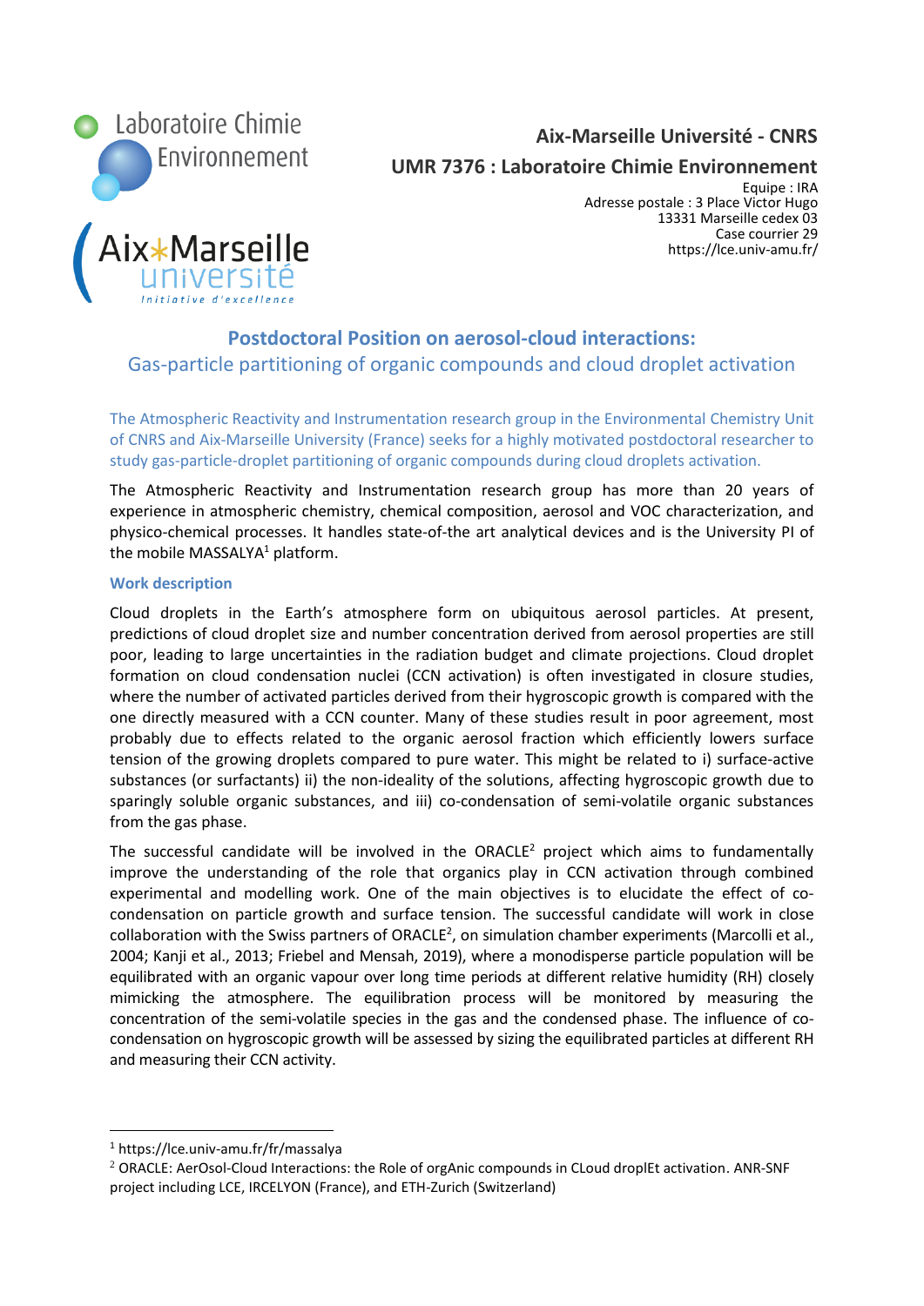Laboratoire Chimie Environnement

Aix*Marseille université
Initiative d'excellence

**Aix-Marseille Université - CNRS**

**UMR 7376 : Laboratoire Chimie Environnement**

Equipe : IRA
Adresse postale : 3 Place Victor Hugo
13331 Marseille cedex 03
Case courrier 29
https://lce.univ-amu.fr/

# Postdoctoral Position on aerosol-cloud interactions:
## Gas-particle partitioning of organic compounds and cloud droplet activation

The Atmospheric Reactivity and Instrumentation research group in the Environmental Chemistry Unit of CNRS and Aix-Marseille University (France) seeks for a highly motivated postdoctoral researcher to study gas-particle-droplet partitioning of organic compounds during cloud droplets activation.

The Atmospheric Reactivity and Instrumentation research group has more than 20 years of experience in atmospheric chemistry, chemical composition, aerosol and VOC characterization, and physico-chemical processes. It handles state-of-the art analytical devices and is the University PI of the mobile MASSALYA[1] platform.

### Work description

Cloud droplets in the Earth's atmosphere form on ubiquitous aerosol particles. At present, predictions of cloud droplet size and number concentration derived from aerosol properties are still poor, leading to large uncertainties in the radiation budget and climate projections. Cloud droplet formation on cloud condensation nuclei (CCN activation) is often investigated in closure studies, where the number of activated particles derived from their hygroscopic growth is compared with the one directly measured with a CCN counter. Many of these studies result in poor agreement, most probably due to effects related to the organic aerosol fraction which efficiently lowers surface tension of the growing droplets compared to pure water. This might be related to i) surface-active substances (or surfactants) ii) the non-ideality of the solutions, affecting hygroscopic growth due to sparingly soluble organic substances, and iii) co-condensation of semi-volatile organic substances from the gas phase.

The successful candidate will be involved in the ORACLE[2] project which aims to fundamentally improve the understanding of the role that organics play in CCN activation through combined experimental and modelling work. One of the main objectives is to elucidate the effect of co-condensation on particle growth and surface tension. The successful candidate will work in close collaboration with the Swiss partners of ORACLE[2], on simulation chamber experiments (Marcolli et al., 2004; Kanji et al., 2013; Friebel and Mensah, 2019), where a monodisperse particle population will be equilibrated with an organic vapour over long time periods at different relative humidity (RH) closely mimicking the atmosphere. The equilibration process will be monitored by measuring the concentration of the semi-volatile species in the gas and the condensed phase. The influence of co-condensation on hygroscopic growth will be assessed by sizing the equilibrated particles at different RH and measuring their CCN activity.

---

[1] https://lce.univ-amu.fr/fr/massalya

[2] ORACLE: AerOsol-Cloud Interactions: the Role of orgAnic compounds in CLoud droplEt activation. ANR-SNF project including LCE, IRCELYON (France), and ETH-Zurich (Switzerland)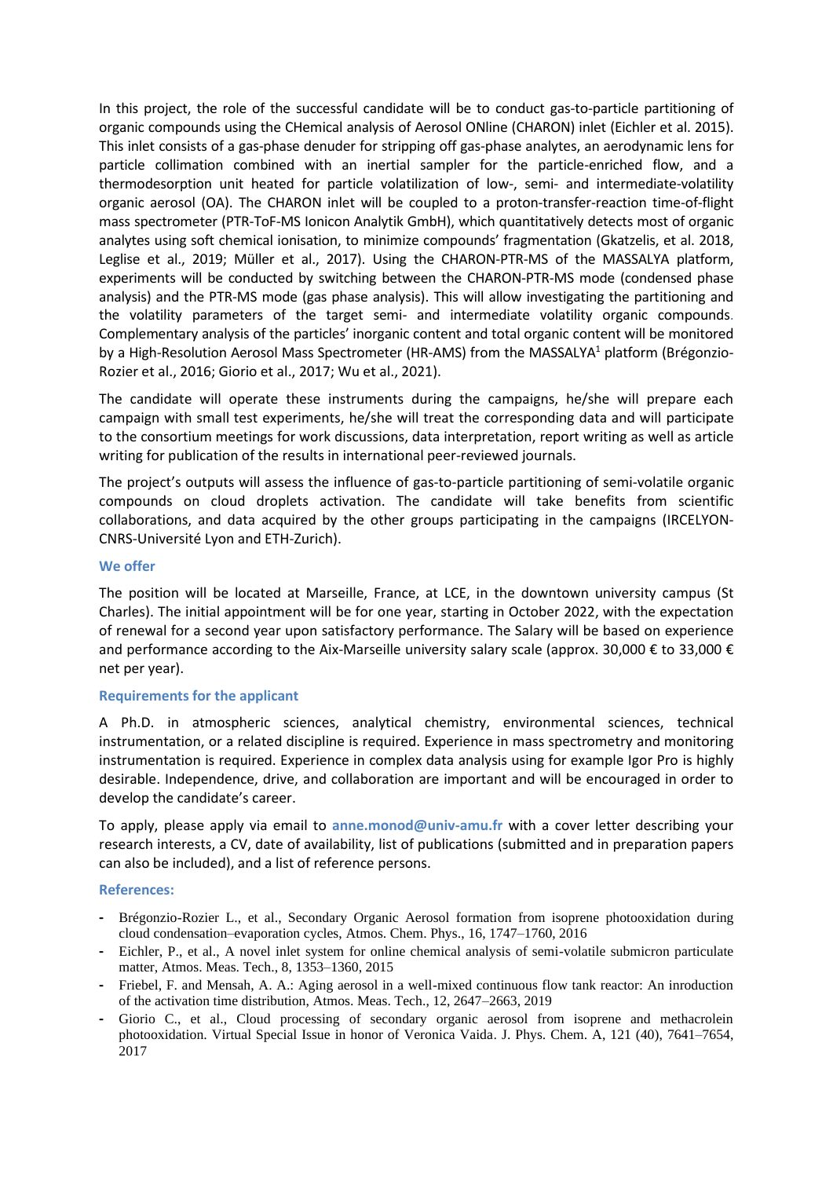In this project, the role of the successful candidate will be to conduct gas-to-particle partitioning of organic compounds using the CHemical analysis of Aerosol ONline (CHARON) inlet (Eichler et al. 2015). This inlet consists of a gas-phase denuder for stripping off gas-phase analytes, an aerodynamic lens for particle collimation combined with an inertial sampler for the particle-enriched flow, and a thermodesorption unit heated for particle volatilization of low-, semi- and intermediate-volatility organic aerosol (OA). The CHARON inlet will be coupled to a proton-transfer-reaction time-of-flight mass spectrometer (PTR-ToF-MS Ionicon Analytik GmbH), which quantitatively detects most of organic analytes using soft chemical ionisation, to minimize compounds' fragmentation (Gkatzelis, et al. 2018, Leglise et al., 2019; Müller et al., 2017). Using the CHARON-PTR-MS of the MASSALYA platform, experiments will be conducted by switching between the CHARON-PTR-MS mode (condensed phase analysis) and the PTR-MS mode (gas phase analysis). This will allow investigating the partitioning and the volatility parameters of the target semi- and intermediate volatility organic compounds. Complementary analysis of the particles' inorganic content and total organic content will be monitored by a High-Resolution Aerosol Mass Spectrometer (HR-AMS) from the MASSALYA[1] platform (Brégonzio-Rozier et al., 2016; Giorio et al., 2017; Wu et al., 2021).

The candidate will operate these instruments during the campaigns, he/she will prepare each campaign with small test experiments, he/she will treat the corresponding data and will participate to the consortium meetings for work discussions, data interpretation, report writing as well as article writing for publication of the results in international peer-reviewed journals.

The project's outputs will assess the influence of gas-to-particle partitioning of semi-volatile organic compounds on cloud droplets activation. The candidate will take benefits from scientific collaborations, and data acquired by the other groups participating in the campaigns (IRCELYON-CNRS-Université Lyon and ETH-Zurich).

### We offer

The position will be located at Marseille, France, at LCE, in the downtown university campus (St Charles). The initial appointment will be for one year, starting in October 2022, with the expectation of renewal for a second year upon satisfactory performance. The Salary will be based on experience and performance according to the Aix-Marseille university salary scale (approx. 30,000 € to 33,000 € net per year).

### Requirements for the applicant

A Ph.D. in atmospheric sciences, analytical chemistry, environmental sciences, technical instrumentation, or a related discipline is required. Experience in mass spectrometry and monitoring instrumentation is required. Experience in complex data analysis using for example Igor Pro is highly desirable. Independence, drive, and collaboration are important and will be encouraged in order to develop the candidate's career.

To apply, please apply via email to **anne.monod@univ-amu.fr** with a cover letter describing your research interests, a CV, date of availability, list of publications (submitted and in preparation papers can also be included), and a list of reference persons.

### References:

- Brégonzio-Rozier L., et al., Secondary Organic Aerosol formation from isoprene photooxidation during cloud condensation–evaporation cycles, Atmos. Chem. Phys., 16, 1747–1760, 2016
- Eichler, P., et al., A novel inlet system for online chemical analysis of semi-volatile submicron particulate matter, Atmos. Meas. Tech., 8, 1353–1360, 2015
- Friebel, F. and Mensah, A. A.: Aging aerosol in a well-mixed continuous flow tank reactor: An inroduction of the activation time distribution, Atmos. Meas. Tech., 12, 2647–2663, 2019
- Giorio C., et al., Cloud processing of secondary organic aerosol from isoprene and methacrolein photooxidation. Virtual Special Issue in honor of Veronica Vaida. J. Phys. Chem. A, 121 (40), 7641–7654, 2017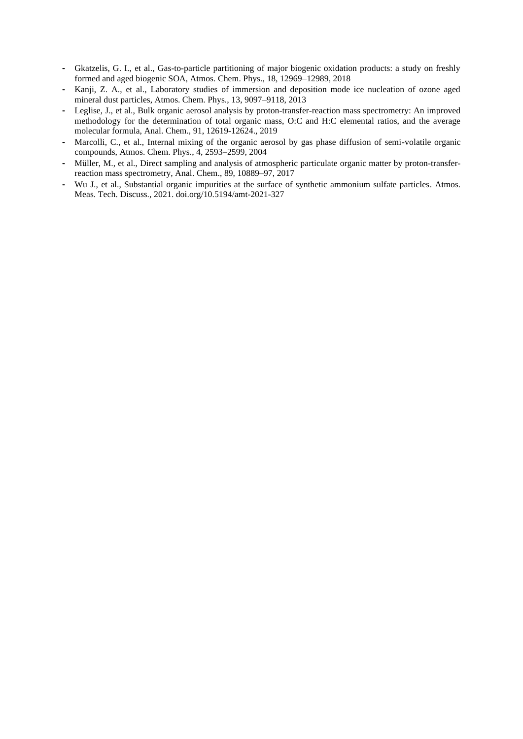- Gkatzelis, G. I., et al., Gas-to-particle partitioning of major biogenic oxidation products: a study on freshly formed and aged biogenic SOA, Atmos. Chem. Phys., 18, 12969–12989, 2018
- Kanji, Z. A., et al., Laboratory studies of immersion and deposition mode ice nucleation of ozone aged mineral dust particles, Atmos. Chem. Phys., 13, 9097–9118, 2013
- Leglise, J., et al., Bulk organic aerosol analysis by proton-transfer-reaction mass spectrometry: An improved methodology for the determination of total organic mass, O:C and H:C elemental ratios, and the average molecular formula, Anal. Chem., 91, 12619-12624., 2019
- Marcolli, C., et al., Internal mixing of the organic aerosol by gas phase diffusion of semi-volatile organic compounds, Atmos. Chem. Phys., 4, 2593–2599, 2004
- Müller, M., et al., Direct sampling and analysis of atmospheric particulate organic matter by proton-transfer-reaction mass spectrometry, Anal. Chem., 89, 10889–97, 2017
- Wu J., et al., Substantial organic impurities at the surface of synthetic ammonium sulfate particles. Atmos. Meas. Tech. Discuss., 2021. doi.org/10.5194/amt-2021-327